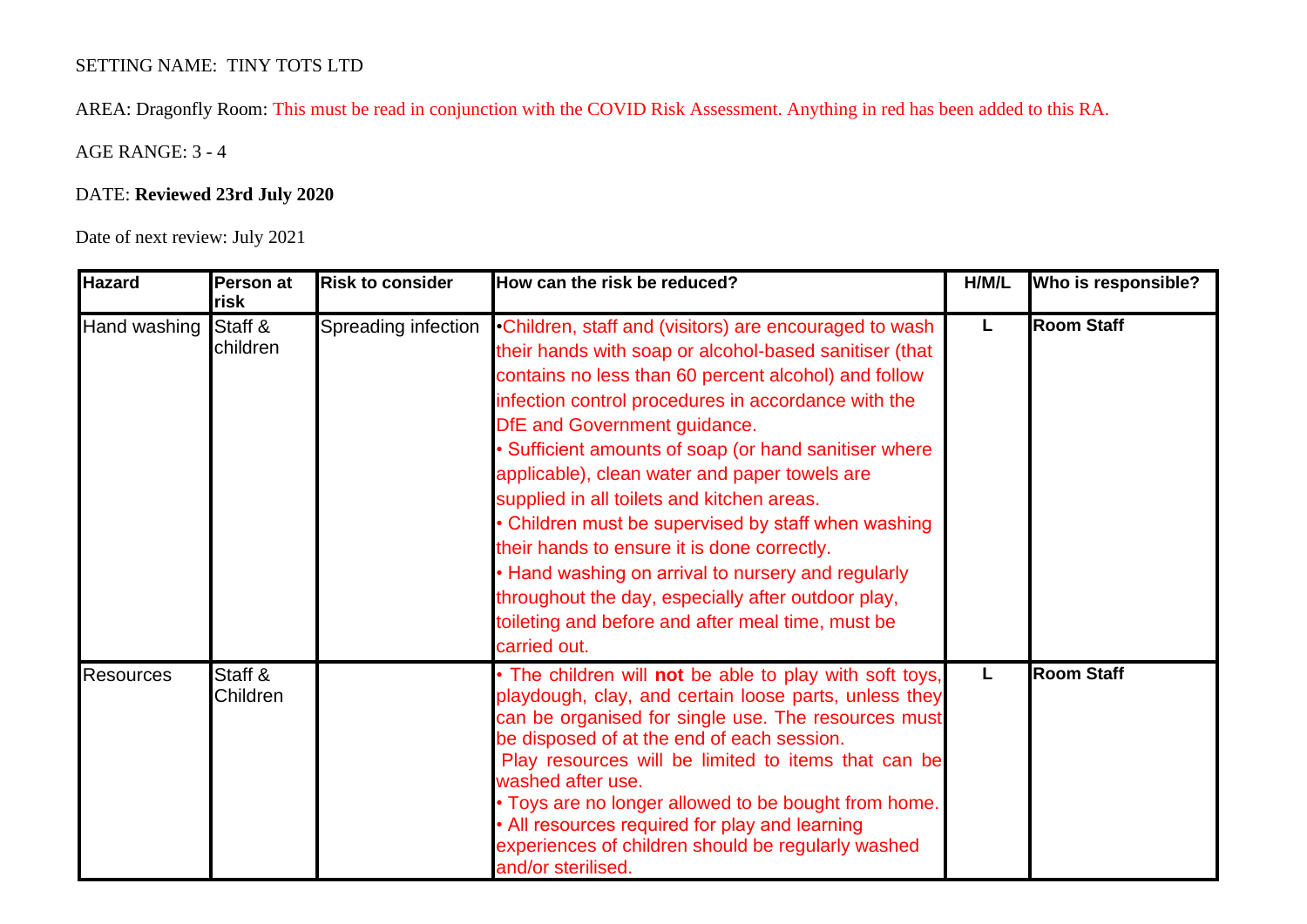SETTING NAME: TINY TOTS LTD

AREA: Dragonfly Room: This must be read in conjunction with the COVID Risk Assessment. Anything in red has been added to this RA.

AGE RANGE: 3 - 4

DATE: **Reviewed 23rd July 2020**

Date of next review: July 2021

| **Hazard** | **Person at risk** | **Risk to consider** | **How can the risk be reduced?** | **H/M/L** | **Who is responsible?** |
|---|---|---|---|---|---|
| Hand washing | Staff & children | Spreading infection | •Children, staff and (visitors) are encouraged to wash their hands with soap or alcohol-based sanitiser (that contains no less than 60 percent alcohol) and follow infection control procedures in accordance with the DfE and Government guidance.<br>• Sufficient amounts of soap (or hand sanitiser where applicable), clean water and paper towels are supplied in all toilets and kitchen areas.<br>• Children must be supervised by staff when washing their hands to ensure it is done correctly.<br>• Hand washing on arrival to nursery and regularly throughout the day, especially after outdoor play, toileting and before and after meal time, must be carried out. | L | **Room Staff** |
| Resources | Staff & Children | | • The children will **not** be able to play with soft toys, playdough, clay, and certain loose parts, unless they can be organised for single use. The resources must be disposed of at the end of each session.<br>Play resources will be limited to items that can be washed after use.<br>• Toys are no longer allowed to be bought from home.<br>• All resources required for play and learning experiences of children should be regularly washed and/or sterilised. | L | **Room Staff** |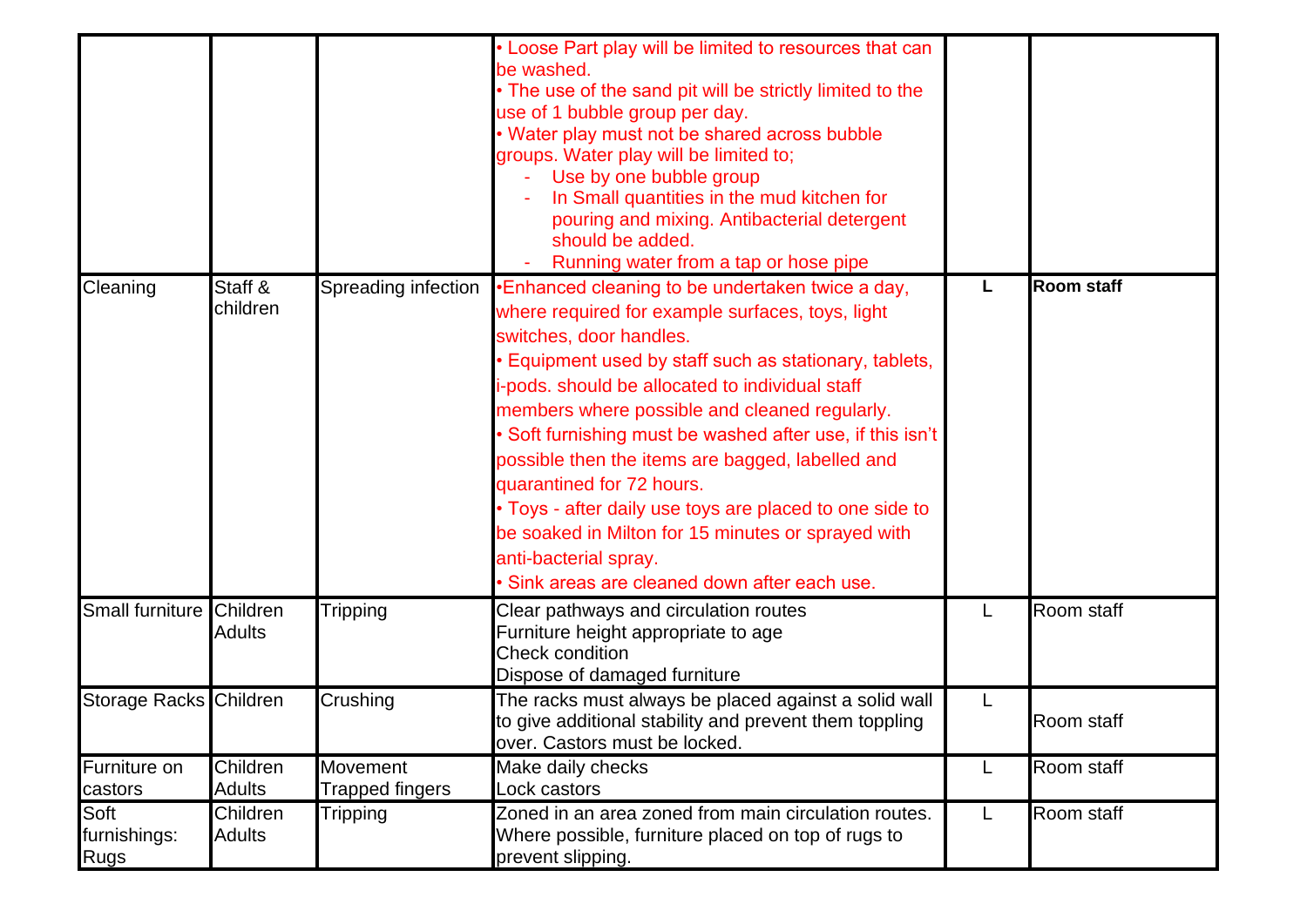| | | | | | |
|---|---|---|---|---|---|
| | | | • Loose Part play will be limited to resources that can be washed.<br>• The use of the sand pit will be strictly limited to the use of 1 bubble group per day.<br>• Water play must not be shared across bubble groups. Water play will be limited to;<br>- Use by one bubble group<br>- In Small quantities in the mud kitchen for pouring and mixing. Antibacterial detergent should be added.<br>- Running water from a tap or hose pipe | | |
| Cleaning | Staff & children | Spreading infection | •Enhanced cleaning to be undertaken twice a day, where required for example surfaces, toys, light switches, door handles.<br>• Equipment used by staff such as stationary, tablets, i-pods. should be allocated to individual staff members where possible and cleaned regularly.<br>• Soft furnishing must be washed after use, if this isn't possible then the items are bagged, labelled and quarantined for 72 hours.<br>• Toys - after daily use toys are placed to one side to be soaked in Milton for 15 minutes or sprayed with anti-bacterial spray.<br>• Sink areas are cleaned down after each use. | **L** | **Room staff** |
| Small furniture | Children<br>Adults | Tripping | Clear pathways and circulation routes<br>Furniture height appropriate to age<br>Check condition<br>Dispose of damaged furniture | L | Room staff |
| Storage Racks | Children | Crushing | The racks must always be placed against a solid wall to give additional stability and prevent them toppling over. Castors must be locked. | L | Room staff |
| Furniture on castors | Children<br>Adults | Movement<br>Trapped fingers | Make daily checks<br>Lock castors | L | Room staff |
| Soft furnishings: Rugs | Children<br>Adults | Tripping | Zoned in an area zoned from main circulation routes. Where possible, furniture placed on top of rugs to prevent slipping. | L | Room staff |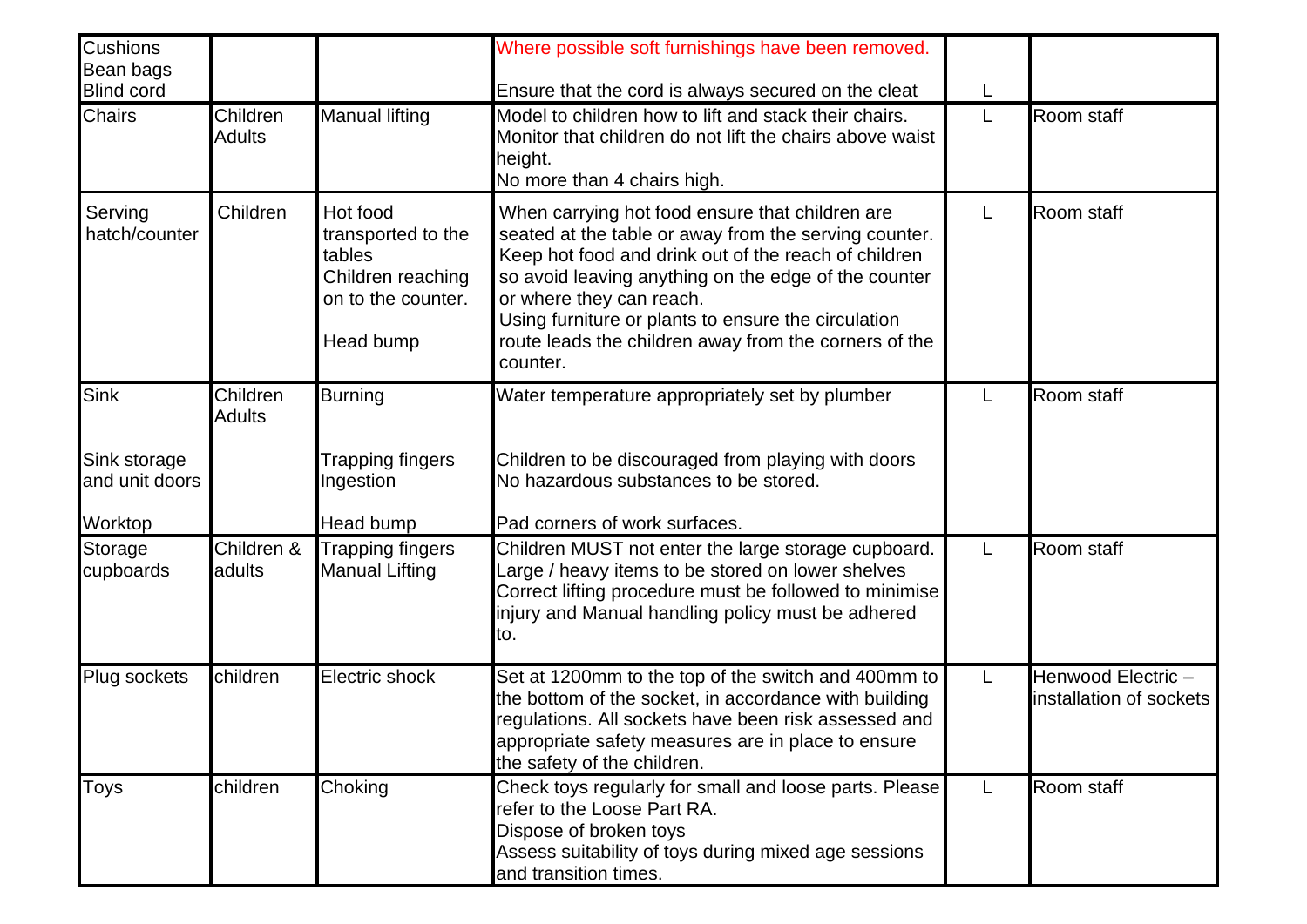| | | | | | |
|---|---|---|---|---|---|
| Cushions<br>Bean bags<br>Blind cord | | | Where possible soft furnishings have been removed.<br><br>Ensure that the cord is always secured on the cleat | L | |
| Chairs | Children<br>Adults | Manual lifting | Model to children how to lift and stack their chairs.<br>Monitor that children do not lift the chairs above waist height.<br>No more than 4 chairs high. | L | Room staff |
| Serving hatch/counter | Children | Hot food transported to the tables<br>Children reaching on to the counter.<br><br>Head bump | When carrying hot food ensure that children are seated at the table or away from the serving counter.<br>Keep hot food and drink out of the reach of children so avoid leaving anything on the edge of the counter or where they can reach.<br>Using furniture or plants to ensure the circulation route leads the children away from the corners of the counter. | L | Room staff |
| Sink<br><br>Sink storage and unit doors<br><br>Worktop | Children<br>Adults | Burning<br><br>Trapping fingers<br>Ingestion<br><br>Head bump | Water temperature appropriately set by plumber<br><br>Children to be discouraged from playing with doors<br>No hazardous substances to be stored.<br><br>Pad corners of work surfaces. | L | Room staff |
| Storage cupboards | Children & adults | Trapping fingers<br>Manual Lifting | Children MUST not enter the large storage cupboard.<br>Large / heavy items to be stored on lower shelves<br>Correct lifting procedure must be followed to minimise injury and Manual handling policy must be adhered to. | L | Room staff |
| Plug sockets | children | Electric shock | Set at 1200mm to the top of the switch and 400mm to the bottom of the socket, in accordance with building regulations. All sockets have been risk assessed and appropriate safety measures are in place to ensure the safety of the children. | L | Henwood Electric – installation of sockets |
| Toys | children | Choking | Check toys regularly for small and loose parts. Please refer to the Loose Part RA.<br>Dispose of broken toys<br>Assess suitability of toys during mixed age sessions and transition times. | L | Room staff |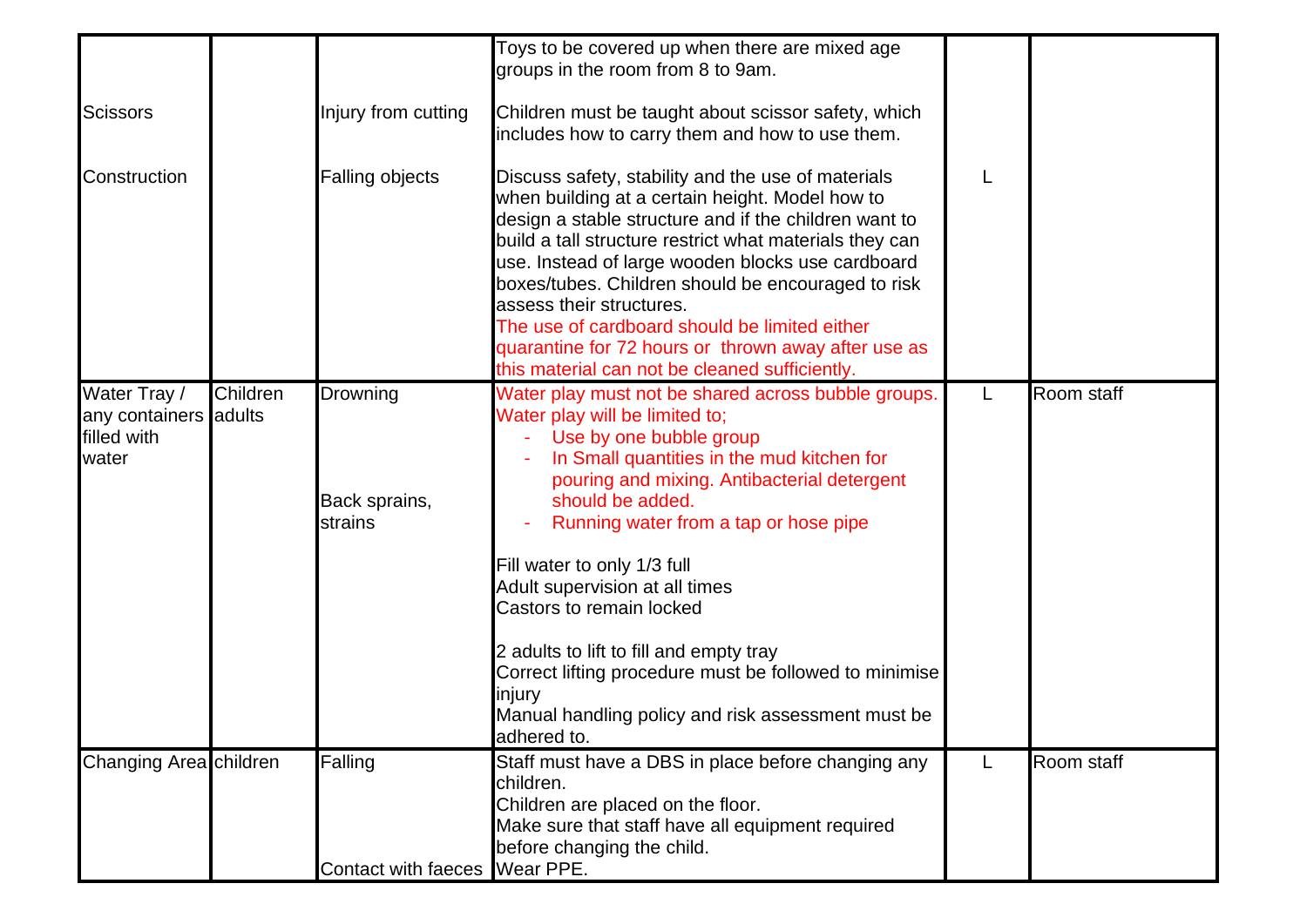| | | | | | |
|---|---|---|---|---|---|
| | | | Toys to be covered up when there are mixed age groups in the room from 8 to 9am. | | |
| Scissors | | Injury from cutting | Children must be taught about scissor safety, which includes how to carry them and how to use them. | | |
| Construction | | Falling objects | Discuss safety, stability and the use of materials when building at a certain height. Model how to design a stable structure and if the children want to build a tall structure restrict what materials they can use. Instead of large wooden blocks use cardboard boxes/tubes. Children should be encouraged to risk assess their structures.<br>The use of cardboard should be limited either quarantine for 72 hours or thrown away after use as this material can not be cleaned sufficiently. | L | |
| Water Tray / any containers filled with water | Children adults | Drowning<br><br>Back sprains, strains | Water play must not be shared across bubble groups. Water play will be limited to;<br>- Use by one bubble group<br>- In Small quantities in the mud kitchen for pouring and mixing. Antibacterial detergent should be added.<br>- Running water from a tap or hose pipe<br><br>Fill water to only 1/3 full<br>Adult supervision at all times<br>Castors to remain locked<br><br>2 adults to lift to fill and empty tray<br>Correct lifting procedure must be followed to minimise injury<br>Manual handling policy and risk assessment must be adhered to. | L | Room staff |
| Changing Area | children | Falling<br><br>Contact with faeces | Staff must have a DBS in place before changing any children.<br>Children are placed on the floor.<br>Make sure that staff have all equipment required before changing the child.<br>Wear PPE. | L | Room staff |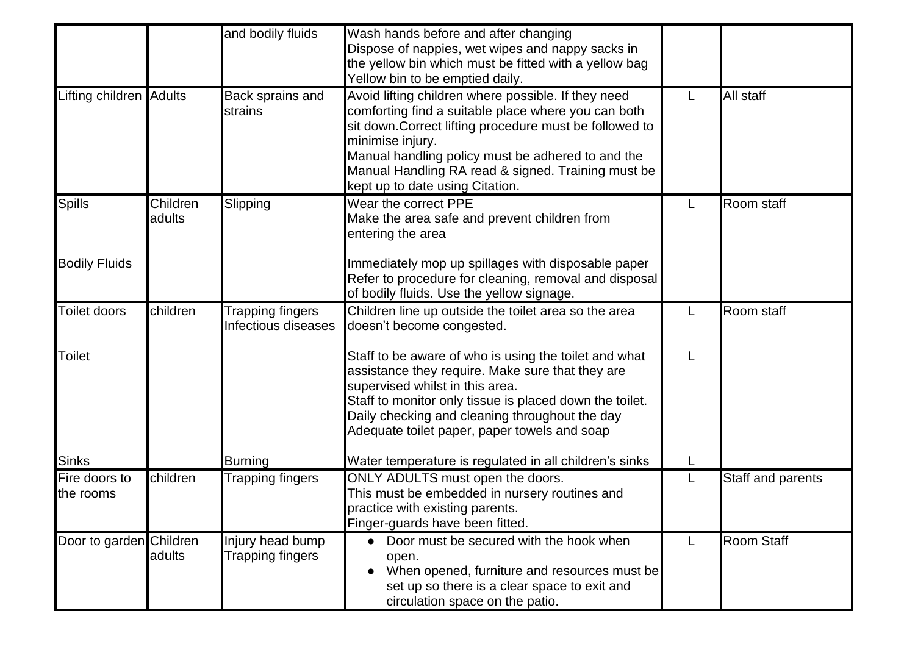| | | | | | |
|---|---|---|---|---|---|
| | | and bodily fluids | Wash hands before and after changing<br>Dispose of nappies, wet wipes and nappy sacks in the yellow bin which must be fitted with a yellow bag<br>Yellow bin to be emptied daily. | | |
| Lifting children | Adults | Back sprains and strains | Avoid lifting children where possible. If they need comforting find a suitable place where you can both sit down.Correct lifting procedure must be followed to minimise injury.<br>Manual handling policy must be adhered to and the Manual Handling RA read & signed. Training must be kept up to date using Citation. | L | All staff |
| Spills<br><br>Bodily Fluids | Children adults | Slipping | Wear the correct PPE<br>Make the area safe and prevent children from entering the area<br><br>Immediately mop up spillages with disposable paper<br>Refer to procedure for cleaning, removal and disposal of bodily fluids. Use the yellow signage. | L | Room staff |
| Toilet doors<br><br>Toilet<br><br>Sinks | children | Trapping fingers<br>Infectious diseases<br><br>Burning | Children line up outside the toilet area so the area doesn't become congested.<br><br>Staff to be aware of who is using the toilet and what assistance they require. Make sure that they are supervised whilst in this area.<br>Staff to monitor only tissue is placed down the toilet.<br>Daily checking and cleaning throughout the day<br>Adequate toilet paper, paper towels and soap<br><br>Water temperature is regulated in all children's sinks | L<br><br>L<br><br>L | Room staff |
| Fire doors to the rooms | children | Trapping fingers | ONLY ADULTS must open the doors.<br>This must be embedded in nursery routines and practice with existing parents.<br>Finger-guards have been fitted. | L | Staff and parents |
| Door to garden | Children adults | Injury head bump<br>Trapping fingers | • Door must be secured with the hook when open.<br>• When opened, furniture and resources must be set up so there is a clear space to exit and circulation space on the patio. | L | Room Staff |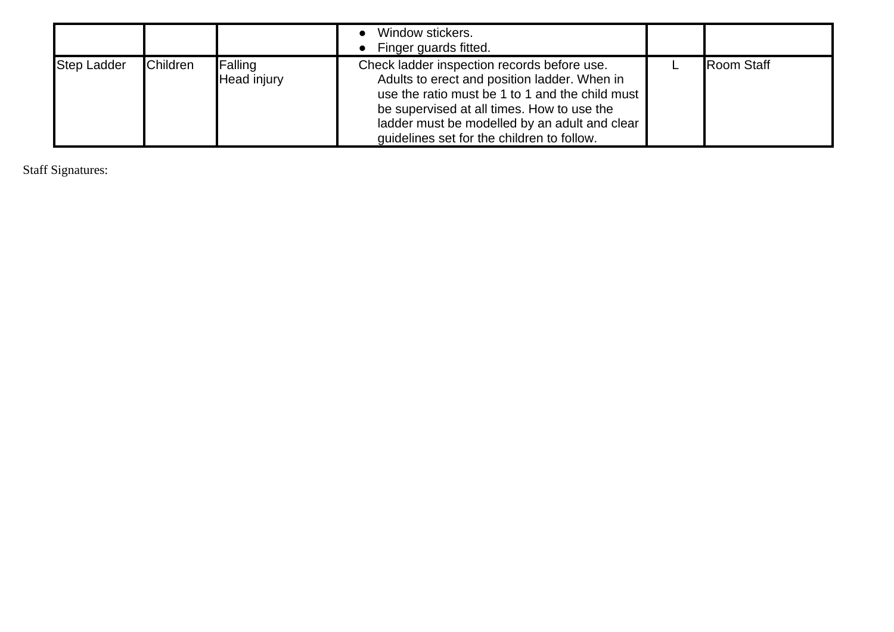| | | | | | |
|---|---|---|---|---|---|
| | | | • Window stickers.<br>• Finger guards fitted. | | |
| Step Ladder | Children | Falling<br>Head injury | Check ladder inspection records before use. Adults to erect and position ladder. When in use the ratio must be 1 to 1 and the child must be supervised at all times. How to use the ladder must be modelled by an adult and clear guidelines set for the children to follow. | L | Room Staff |

Staff Signatures: